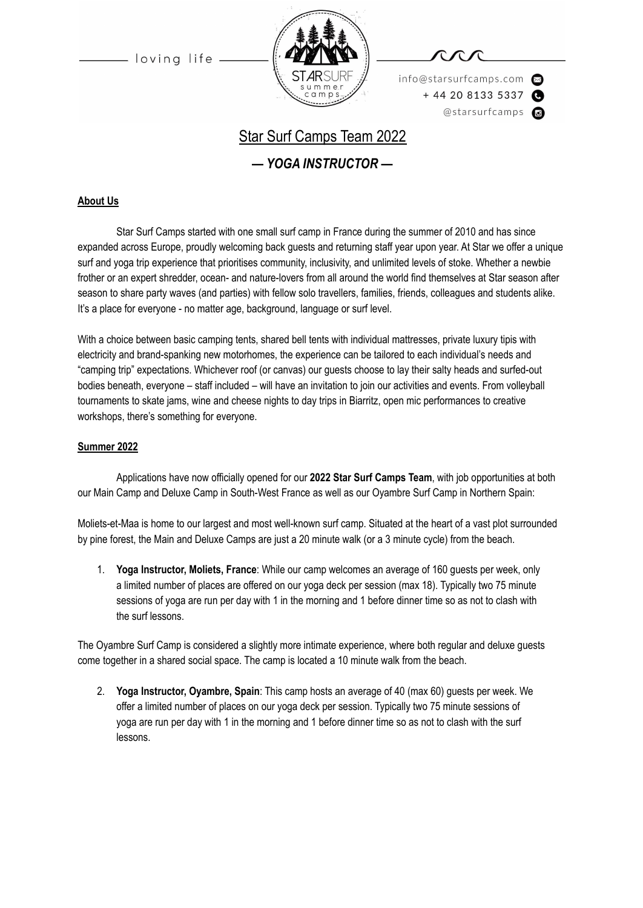loving life

info@starsurfcamps.com
+ 44 20 8133 5337
@starsurfcamps

# Star Surf Camps Team 2022

## *— YOGA INSTRUCTOR —*

### About Us

Star Surf Camps started with one small surf camp in France during the summer of 2010 and has since expanded across Europe, proudly welcoming back guests and returning staff year upon year. At Star we offer a unique surf and yoga trip experience that prioritises community, inclusivity, and unlimited levels of stoke. Whether a newbie frother or an expert shredder, ocean- and nature-lovers from all around the world find themselves at Star season after season to share party waves (and parties) with fellow solo travellers, families, friends, colleagues and students alike. It's a place for everyone - no matter age, background, language or surf level.

With a choice between basic camping tents, shared bell tents with individual mattresses, private luxury tipis with electricity and brand-spanking new motorhomes, the experience can be tailored to each individual's needs and "camping trip" expectations. Whichever roof (or canvas) our guests choose to lay their salty heads and surfed-out bodies beneath, everyone – staff included – will have an invitation to join our activities and events. From volleyball tournaments to skate jams, wine and cheese nights to day trips in Biarritz, open mic performances to creative workshops, there's something for everyone.

### Summer 2022

Applications have now officially opened for our **2022 Star Surf Camps Team**, with job opportunities at both our Main Camp and Deluxe Camp in South-West France as well as our Oyambre Surf Camp in Northern Spain:

Moliets-et-Maa is home to our largest and most well-known surf camp. Situated at the heart of a vast plot surrounded by pine forest, the Main and Deluxe Camps are just a 20 minute walk (or a 3 minute cycle) from the beach.

1. **Yoga Instructor, Moliets, France**: While our camp welcomes an average of 160 guests per week, only a limited number of places are offered on our yoga deck per session (max 18). Typically two 75 minute sessions of yoga are run per day with 1 in the morning and 1 before dinner time so as not to clash with the surf lessons.

The Oyambre Surf Camp is considered a slightly more intimate experience, where both regular and deluxe guests come together in a shared social space. The camp is located a 10 minute walk from the beach.

2. **Yoga Instructor, Oyambre, Spain**: This camp hosts an average of 40 (max 60) guests per week. We offer a limited number of places on our yoga deck per session. Typically two 75 minute sessions of yoga are run per day with 1 in the morning and 1 before dinner time so as not to clash with the surf lessons.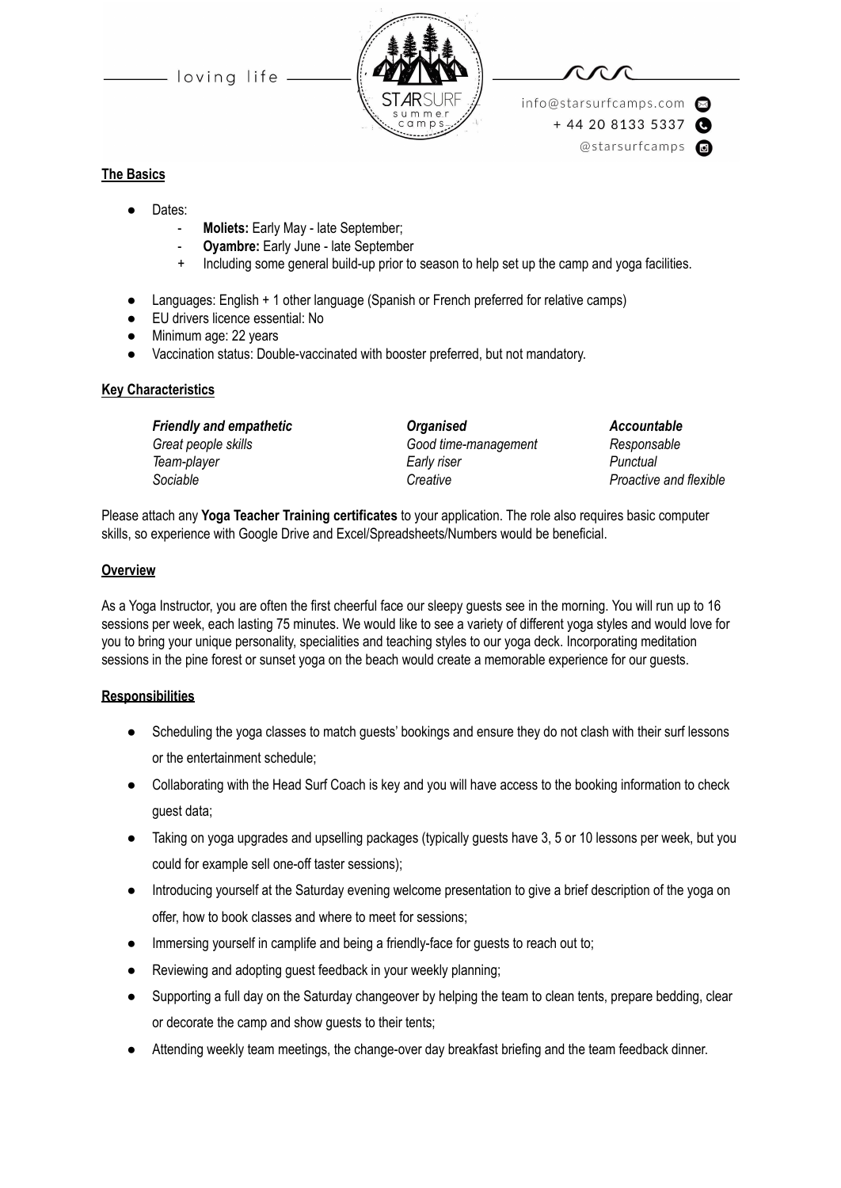## The Basics

- Dates:
    - **Moliets:** Early May - late September;
    - **Oyambre:** Early June - late September
    + Including some general build-up prior to season to help set up the camp and yoga facilities.

- Languages: English + 1 other language (Spanish or French preferred for relative camps)
- EU drivers licence essential: No
- Minimum age: 22 years
- Vaccination status: Double-vaccinated with booster preferred, but not mandatory.

## Key Characteristics

| ***Friendly and empathetic*** | ***Organised*** | ***Accountable*** |
|---|---|---|
| *Great people skills* | *Good time-management* | *Responsable* |
| *Team-player* | *Early riser* | *Punctual* |
| *Sociable* | *Creative* | *Proactive and flexible* |

Please attach any **Yoga Teacher Training certificates** to your application. The role also requires basic computer skills, so experience with Google Drive and Excel/Spreadsheets/Numbers would be beneficial.

## Overview

As a Yoga Instructor, you are often the first cheerful face our sleepy guests see in the morning. You will run up to 16 sessions per week, each lasting 75 minutes. We would like to see a variety of different yoga styles and would love for you to bring your unique personality, specialities and teaching styles to our yoga deck. Incorporating meditation sessions in the pine forest or sunset yoga on the beach would create a memorable experience for our guests.

## Responsibilities

- Scheduling the yoga classes to match guests' bookings and ensure they do not clash with their surf lessons or the entertainment schedule;
- Collaborating with the Head Surf Coach is key and you will have access to the booking information to check guest data;
- Taking on yoga upgrades and upselling packages (typically guests have 3, 5 or 10 lessons per week, but you could for example sell one-off taster sessions);
- Introducing yourself at the Saturday evening welcome presentation to give a brief description of the yoga on offer, how to book classes and where to meet for sessions;
- Immersing yourself in camplife and being a friendly-face for guests to reach out to;
- Reviewing and adopting guest feedback in your weekly planning;
- Supporting a full day on the Saturday changeover by helping the team to clean tents, prepare bedding, clear or decorate the camp and show guests to their tents;
- Attending weekly team meetings, the change-over day breakfast briefing and the team feedback dinner.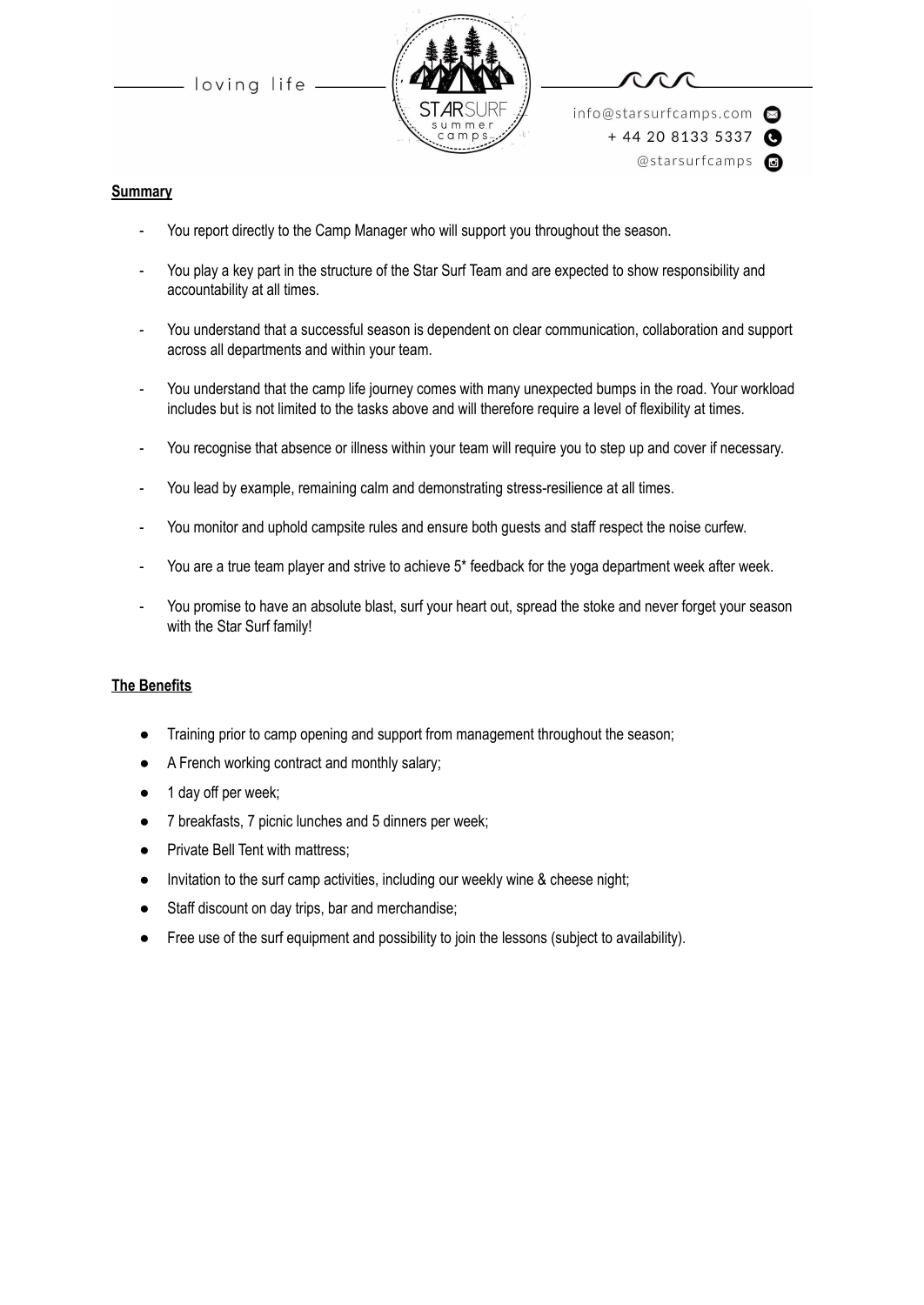**Summary**

- You report directly to the Camp Manager who will support you throughout the season.
- You play a key part in the structure of the Star Surf Team and are expected to show responsibility and accountability at all times.
- You understand that a successful season is dependent on clear communication, collaboration and support across all departments and within your team.
- You understand that the camp life journey comes with many unexpected bumps in the road. Your workload includes but is not limited to the tasks above and will therefore require a level of flexibility at times.
- You recognise that absence or illness within your team will require you to step up and cover if necessary.
- You lead by example, remaining calm and demonstrating stress-resilience at all times.
- You monitor and uphold campsite rules and ensure both guests and staff respect the noise curfew.
- You are a true team player and strive to achieve 5* feedback for the yoga department week after week.
- You promise to have an absolute blast, surf your heart out, spread the stoke and never forget your season with the Star Surf family!

**The Benefits**

- Training prior to camp opening and support from management throughout the season;
- A French working contract and monthly salary;
- 1 day off per week;
- 7 breakfasts, 7 picnic lunches and 5 dinners per week;
- Private Bell Tent with mattress;
- Invitation to the surf camp activities, including our weekly wine & cheese night;
- Staff discount on day trips, bar and merchandise;
- Free use of the surf equipment and possibility to join the lessons (subject to availability).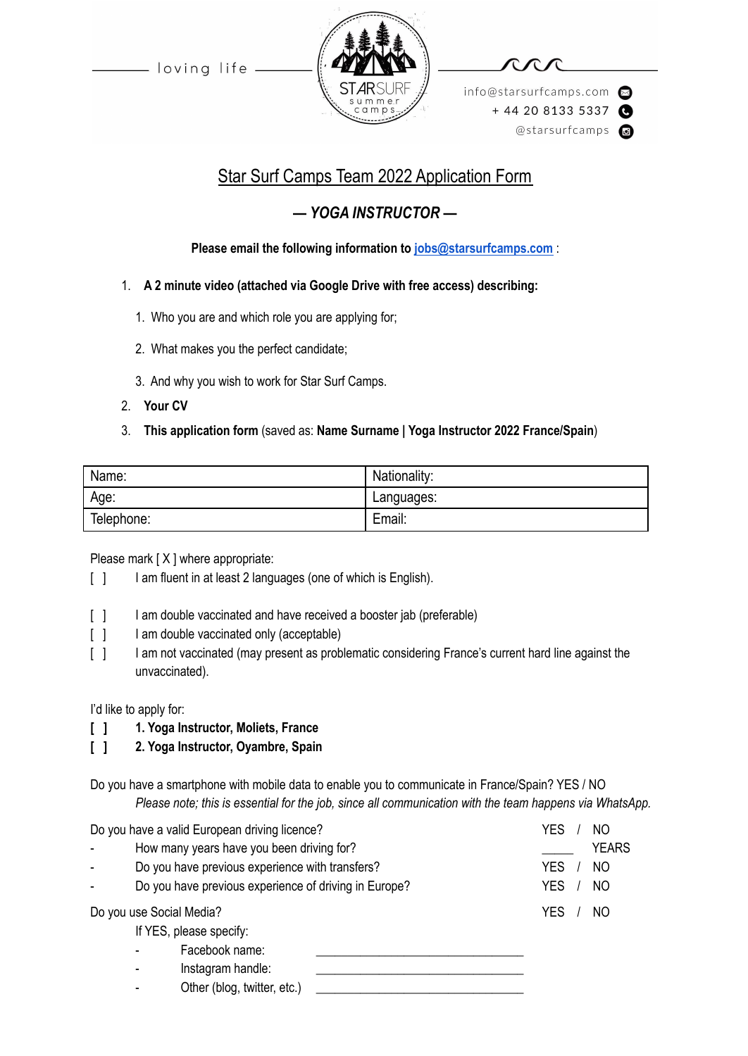loving life

STARSURF summer camps

info@starsurfcamps.com
+ 44 20 8133 5337
@starsurfcamps

# Star Surf Camps Team 2022 Application Form

## *— YOGA INSTRUCTOR —*

**Please email the following information to [jobs@starsurfcamps.com](mailto:jobs@starsurfcamps.com) :**

1. **A 2 minute video (attached via Google Drive with free access) describing:**
   1. Who you are and which role you are applying for;
   2. What makes you the perfect candidate;
   3. And why you wish to work for Star Surf Camps.
2. **Your CV**
3. **This application form** (saved as: **Name Surname | Yoga Instructor 2022 France/Spain**)

| Name: | Nationality: |
|---|---|
| Age: | Languages: |
| Telephone: | Email: |

Please mark [ X ] where appropriate:

[ ] I am fluent in at least 2 languages (one of which is English).

[ ] I am double vaccinated and have received a booster jab (preferable)
[ ] I am double vaccinated only (acceptable)
[ ] I am not vaccinated (may present as problematic considering France's current hard line against the unvaccinated).

I'd like to apply for:
**[ ] 1. Yoga Instructor, Moliets, France**
**[ ] 2. Yoga Instructor, Oyambre, Spain**

Do you have a smartphone with mobile data to enable you to communicate in France/Spain? YES / NO
*Please note; this is essential for the job, since all communication with the team happens via WhatsApp.*

Do you have a valid European driving licence? YES / NO
- How many years have you been driving for? _____ YEARS
- Do you have previous experience with transfers? YES / NO
- Do you have previous experience of driving in Europe? YES / NO

Do you use Social Media? YES / NO
If YES, please specify:
- Facebook name: ______________________________
- Instagram handle: ______________________________
- Other (blog, twitter, etc.) ______________________________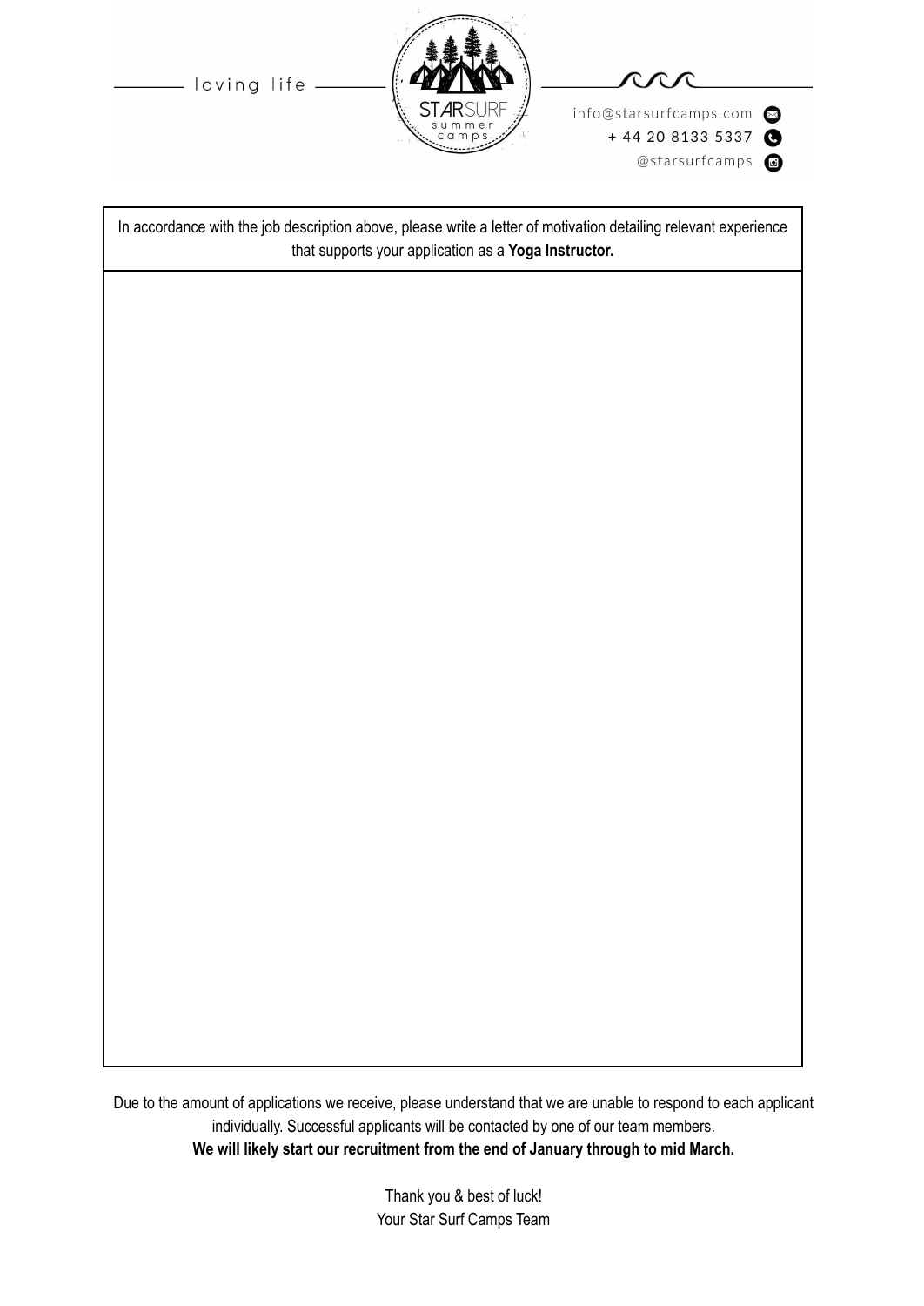loving life

STARSURF summer camps

info@starsurfcamps.com
+ 44 20 8133 5337
@starsurfcamps

| In accordance with the job description above, please write a letter of motivation detailing relevant experience that supports your application as a **Yoga Instructor.** |
| --- |
| |

Due to the amount of applications we receive, please understand that we are unable to respond to each applicant individually. Successful applicants will be contacted by one of our team members.
**We will likely start our recruitment from the end of January through to mid March.**

Thank you & best of luck!
Your Star Surf Camps Team